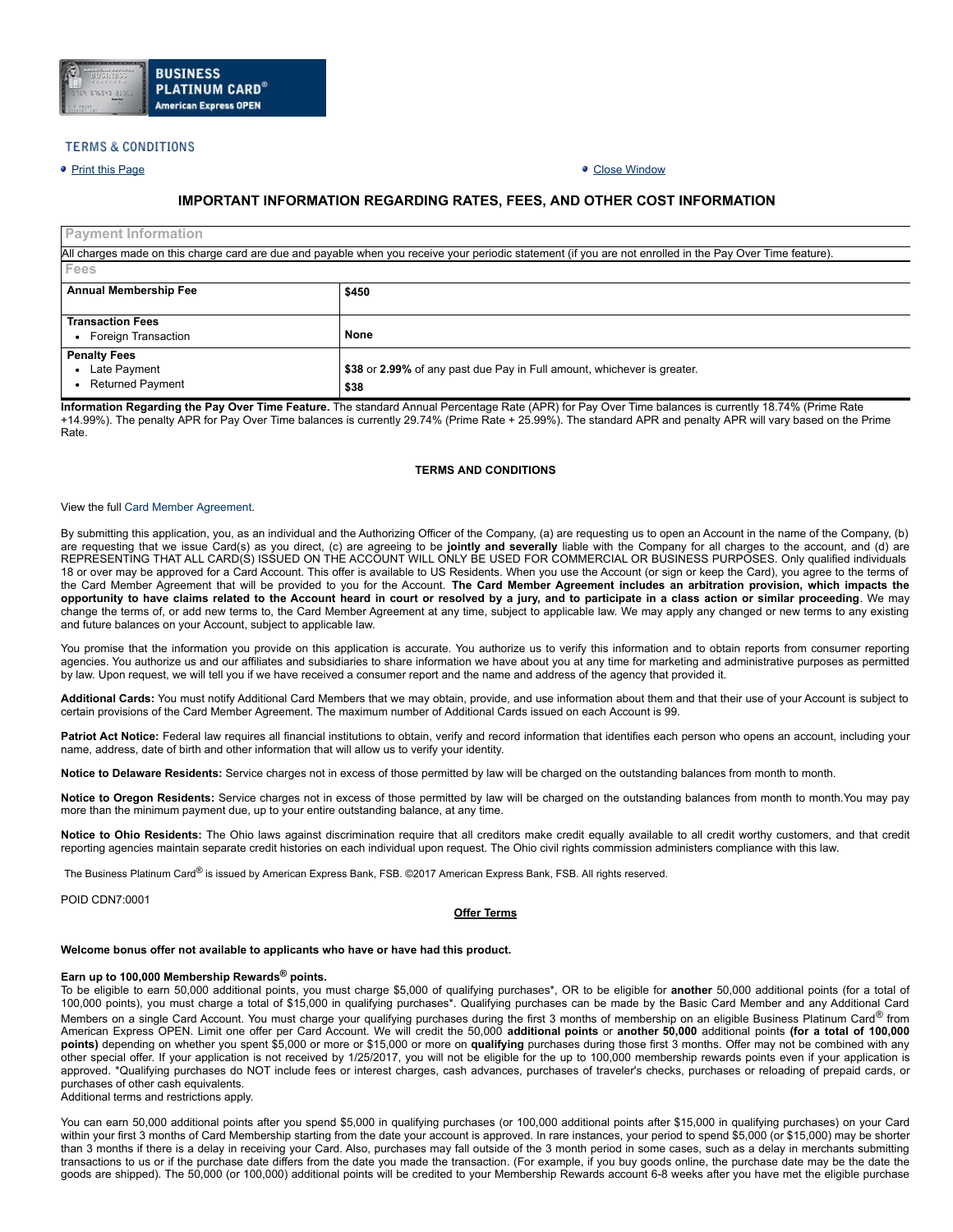BUSINESS PLATINUM CARD®
American Express OPEN

TERMS & CONDITIONS

- Print this Page
- Close Window

## IMPORTANT INFORMATION REGARDING RATES, FEES, AND OTHER COST INFORMATION

| Payment Information | |
|---|---|
| All charges made on this charge card are due and payable when you receive your periodic statement (if you are not enrolled in the Pay Over Time feature). | |
| **Fees** | |
| **Annual Membership Fee** | **$450** |
| **Transaction Fees**<br>• Foreign Transaction | **None** |
| **Penalty Fees**<br>• Late Payment<br>• Returned Payment | **$38** or **2.99%** of any past due Pay in Full amount, whichever is greater.<br>**$38** |

**Information Regarding the Pay Over Time Feature.** The standard Annual Percentage Rate (APR) for Pay Over Time balances is currently 18.74% (Prime Rate +14.99%). The penalty APR for Pay Over Time balances is currently 29.74% (Prime Rate + 25.99%). The standard APR and penalty APR will vary based on the Prime Rate.

### TERMS AND CONDITIONS

View the full Card Member Agreement.

By submitting this application, you, as an individual and the Authorizing Officer of the Company, (a) are requesting us to open an Account in the name of the Company, (b) are requesting that we issue Card(s) as you direct, (c) are agreeing to be **jointly and severally** liable with the Company for all charges to the account, and (d) are REPRESENTING THAT ALL CARD(S) ISSUED ON THE ACCOUNT WILL ONLY BE USED FOR COMMERCIAL OR BUSINESS PURPOSES. Only qualified individuals 18 or over may be approved for a Card Account. This offer is available to US Residents. When you use the Account (or sign or keep the Card), you agree to the terms of the Card Member Agreement that will be provided to you for the Account. **The Card Member Agreement includes an arbitration provision, which impacts the opportunity to have claims related to the Account heard in court or resolved by a jury, and to participate in a class action or similar proceeding**. We may change the terms of, or add new terms to, the Card Member Agreement at any time, subject to applicable law. We may apply any changed or new terms to any existing and future balances on your Account, subject to applicable law.

You promise that the information you provide on this application is accurate. You authorize us to verify this information and to obtain reports from consumer reporting agencies. You authorize us and our affiliates and subsidiaries to share information we have about you at any time for marketing and administrative purposes as permitted by law. Upon request, we will tell you if we have received a consumer report and the name and address of the agency that provided it.

**Additional Cards:** You must notify Additional Card Members that we may obtain, provide, and use information about them and that their use of your Account is subject to certain provisions of the Card Member Agreement. The maximum number of Additional Cards issued on each Account is 99.

**Patriot Act Notice:** Federal law requires all financial institutions to obtain, verify and record information that identifies each person who opens an account, including your name, address, date of birth and other information that will allow us to verify your identity.

**Notice to Delaware Residents:** Service charges not in excess of those permitted by law will be charged on the outstanding balances from month to month.

**Notice to Oregon Residents:** Service charges not in excess of those permitted by law will be charged on the outstanding balances from month to month.You may pay more than the minimum payment due, up to your entire outstanding balance, at any time.

**Notice to Ohio Residents:** The Ohio laws against discrimination require that all creditors make credit equally available to all credit worthy customers, and that credit reporting agencies maintain separate credit histories on each individual upon request. The Ohio civil rights commission administers compliance with this law.

The Business Platinum Card® is issued by American Express Bank, FSB. ©2017 American Express Bank, FSB. All rights reserved.

POID CDN7:0001

### Offer Terms

**Welcome bonus offer not available to applicants who have or have had this product.**

**Earn up to 100,000 Membership Rewards® points.**

To be eligible to earn 50,000 additional points, you must charge $5,000 of qualifying purchases*, OR to be eligible for **another** 50,000 additional points (for a total of 100,000 points), you must charge a total of $15,000 in qualifying purchases*. Qualifying purchases can be made by the Basic Card Member and any Additional Card Members on a single Card Account. You must charge your qualifying purchases during the first 3 months of membership on an eligible Business Platinum Card® from American Express OPEN. Limit one offer per Card Account. We will credit the 50,000 **additional points** or **another 50,000** additional points **(for a total of 100,000 points)** depending on whether you spent $5,000 or more or $15,000 or more on **qualifying** purchases during those first 3 months. Offer may not be combined with any other special offer. If your application is not received by 1/25/2017, you will not be eligible for the up to 100,000 membership rewards points even if your application is approved. *Qualifying purchases do NOT include fees or interest charges, cash advances, purchases of traveler's checks, purchases or reloading of prepaid cards, or purchases of other cash equivalents.
Additional terms and restrictions apply.

You can earn 50,000 additional points after you spend $5,000 in qualifying purchases (or 100,000 additional points after $15,000 in qualifying purchases) on your Card within your first 3 months of Card Membership starting from the date your account is approved. In rare instances, your period to spend $5,000 (or $15,000) may be shorter than 3 months if there is a delay in receiving your Card. Also, purchases may fall outside of the 3 month period in some cases, such as a delay in merchants submitting transactions to us or if the purchase date differs from the date you made the transaction. (For example, if you buy goods online, the purchase date may be the date the goods are shipped). The 50,000 (or 100,000) additional points will be credited to your Membership Rewards account 6-8 weeks after you have met the eligible purchase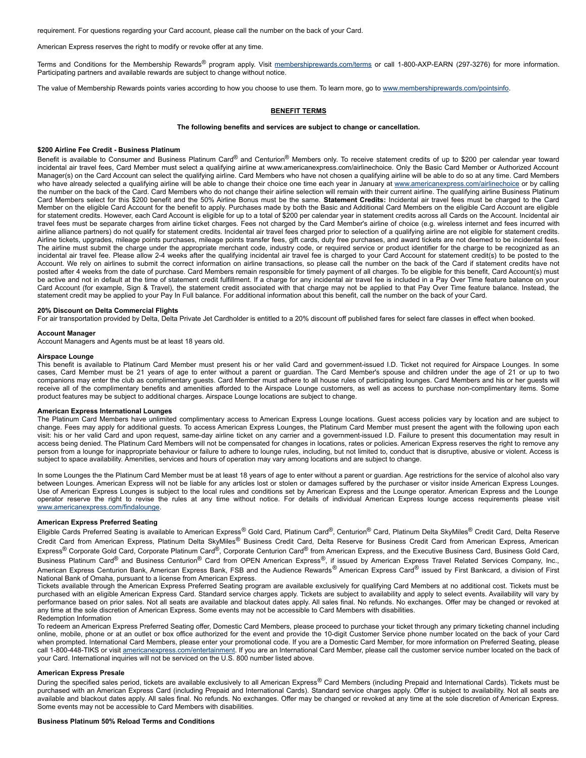requirement. For questions regarding your Card account, please call the number on the back of your Card.

American Express reserves the right to modify or revoke offer at any time.

Terms and Conditions for the Membership Rewards® program apply. Visit membershiprewards.com/terms or call 1-800-AXP-EARN (297-3276) for more information. Participating partners and available rewards are subject to change without notice.

The value of Membership Rewards points varies according to how you choose to use them. To learn more, go to www.membershiprewards.com/pointsinfo.

## BENEFIT TERMS

**The following benefits and services are subject to change or cancellation.**

**$200 Airline Fee Credit - Business Platinum**

Benefit is available to Consumer and Business Platinum Card® and Centurion® Members only. To receive statement credits of up to $200 per calendar year toward incidental air travel fees, Card Member must select a qualifying airline at www.americanexpress.com/airlinechoice. Only the Basic Card Member or Authorized Account Manager(s) on the Card Account can select the qualifying airline. Card Members who have not chosen a qualifying airline will be able to do so at any time. Card Members who have already selected a qualifying airline will be able to change their choice one time each year in January at www.americanexpress.com/airlinechoice or by calling the number on the back of the Card. Card Members who do not change their airline selection will remain with their current airline. The qualifying airline Business Platinum Card Members select for this $200 benefit and the 50% Airline Bonus must be the same. **Statement Credits:** Incidental air travel fees must be charged to the Card Member on the eligible Card Account for the benefit to apply. Purchases made by both the Basic and Additional Card Members on the eligible Card Account are eligible for statement credits. However, each Card Account is eligible for up to a total of $200 per calendar year in statement credits across all Cards on the Account. Incidental air travel fees must be separate charges from airline ticket charges. Fees not charged by the Card Member's airline of choice (e.g. wireless internet and fees incurred with airline alliance partners) do not qualify for statement credits. Incidental air travel fees charged prior to selection of a qualifying airline are not eligible for statement credits. Airline tickets, upgrades, mileage points purchases, mileage points transfer fees, gift cards, duty free purchases, and award tickets are not deemed to be incidental fees. The airline must submit the charge under the appropriate merchant code, industry code, or required service or product identifier for the charge to be recognized as an incidental air travel fee. Please allow 2-4 weeks after the qualifying incidental air travel fee is charged to your Card Account for statement credit(s) to be posted to the Account. We rely on airlines to submit the correct information on airline transactions, so please call the number on the back of the Card if statement credits have not posted after 4 weeks from the date of purchase. Card Members remain responsible for timely payment of all charges. To be eligible for this benefit, Card Account(s) must be active and not in default at the time of statement credit fulfillment. If a charge for any incidental air travel fee is included in a Pay Over Time feature balance on your Card Account (for example, Sign & Travel), the statement credit associated with that charge may not be applied to that Pay Over Time feature balance. Instead, the statement credit may be applied to your Pay In Full balance. For additional information about this benefit, call the number on the back of your Card.

**20% Discount on Delta Commercial Flights**

For air transportation provided by Delta, Delta Private Jet Cardholder is entitled to a 20% discount off published fares for select fare classes in effect when booked.

**Account Manager**

Account Managers and Agents must be at least 18 years old.

**Airspace Lounge**

This benefit is available to Platinum Card Member must present his or her valid Card and government-issued I.D. Ticket not required for Airspace Lounges. In some cases, Card Member must be 21 years of age to enter without a parent or guardian. The Card Member's spouse and children under the age of 21 or up to two companions may enter the club as complimentary guests. Card Member must adhere to all house rules of participating lounges. Card Members and his or her guests will receive all of the complimentary benefits and amenities afforded to the Airspace Lounge customers, as well as access to purchase non-complimentary items. Some product features may be subject to additional charges. Airspace Lounge locations are subject to change.

**American Express International Lounges**

The Platinum Card Members have unlimited complimentary access to American Express Lounge locations. Guest access policies vary by location and are subject to change. Fees may apply for additional guests. To access American Express Lounges, the Platinum Card Member must present the agent with the following upon each visit: his or her valid Card and upon request, same-day airline ticket on any carrier and a government-issued I.D. Failure to present this documentation may result in access being denied. The Platinum Card Members will not be compensated for changes in locations, rates or policies. American Express reserves the right to remove any person from a lounge for inappropriate behaviour or failure to adhere to lounge rules, including, but not limited to, conduct that is disruptive, abusive or violent. Access is subject to space availability. Amenities, services and hours of operation may vary among locations and are subject to change.

In some Lounges the the Platinum Card Member must be at least 18 years of age to enter without a parent or guardian. Age restrictions for the service of alcohol also vary between Lounges. American Express will not be liable for any articles lost or stolen or damages suffered by the purchaser or visitor inside American Express Lounges. Use of American Express Lounges is subject to the local rules and conditions set by American Express and the Lounge operator. American Express and the Lounge operator reserve the right to revise the rules at any time without notice. For details of individual American Express lounge access requirements please visit www.americanexpress.com/findalounge.

**American Express Preferred Seating**

Eligible Cards Preferred Seating is available to American Express® Gold Card, Platinum Card®, Centurion® Card, Platinum Delta SkyMiles® Credit Card, Delta Reserve Credit Card from American Express, Platinum Delta SkyMiles® Business Credit Card, Delta Reserve for Business Credit Card from American Express, American Express® Corporate Gold Card, Corporate Platinum Card®, Corporate Centurion Card® from American Express, and the Executive Business Card, Business Gold Card, Business Platinum Card® and Business Centurion® Card from OPEN American Express®, if issued by American Express Travel Related Services Company, Inc., American Express Centurion Bank, American Express Bank, FSB and the Audience Rewards® American Express Card® issued by First Bankcard, a division of First National Bank of Omaha, pursuant to a license from American Express.

Tickets available through the American Express Preferred Seating program are available exclusively for qualifying Card Members at no additional cost. Tickets must be purchased with an eligible American Express Card. Standard service charges apply. Tickets are subject to availability and apply to select events. Availability will vary by performance based on prior sales. Not all seats are available and blackout dates apply. All sales final. No refunds. No exchanges. Offer may be changed or revoked at any time at the sole discretion of American Express. Some events may not be accessible to Card Members with disabilities.

Redemption Information

To redeem an American Express Preferred Seating offer, Domestic Card Members, please proceed to purchase your ticket through any primary ticketing channel including online, mobile, phone or at an outlet or box office authorized for the event and provide the 10-digit Customer Service phone number located on the back of your Card when prompted. International Card Members, please enter your promotional code. If you are a Domestic Card Member, for more information on Preferred Seating, please call 1-800-448-TIKS or visit americanexpress.com/entertainment. If you are an International Card Member, please call the customer service number located on the back of your Card. International inquiries will not be serviced on the U.S. 800 number listed above.

**American Express Presale**

During the specified sales period, tickets are available exclusively to all American Express® Card Members (including Prepaid and International Cards). Tickets must be purchased with an American Express Card (including Prepaid and International Cards). Standard service charges apply. Offer is subject to availability. Not all seats are available and blackout dates apply. All sales final. No refunds. No exchanges. Offer may be changed or revoked at any time at the sole discretion of American Express. Some events may not be accessible to Card Members with disabilities.

**Business Platinum 50% Reload Terms and Conditions**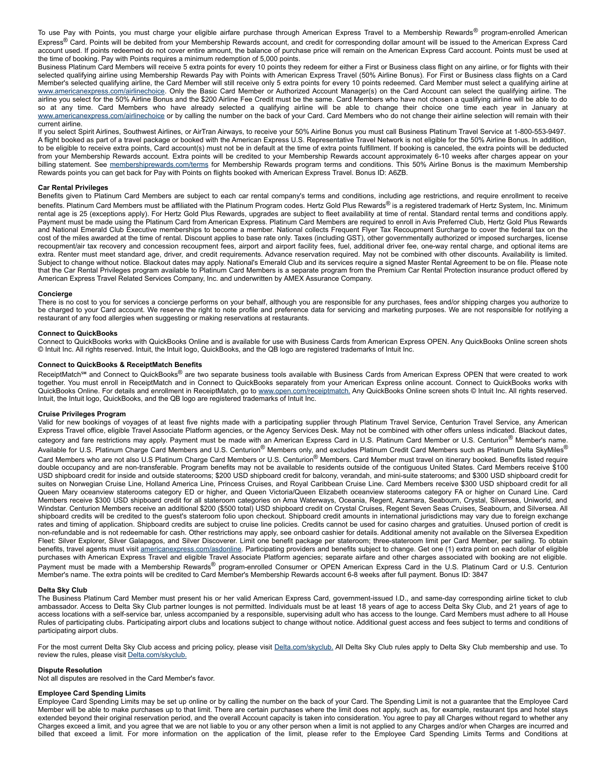To use Pay with Points, you must charge your eligible airfare purchase through American Express Travel to a Membership Rewards® program-enrolled American Express® Card. Points will be debited from your Membership Rewards account, and credit for corresponding dollar amount will be issued to the American Express Card account used. If points redeemed do not cover entire amount, the balance of purchase price will remain on the American Express Card account. Points must be used at the time of booking. Pay with Points requires a minimum redemption of 5,000 points.
Business Platinum Card Members will receive 5 extra points for every 10 points they redeem for either a First or Business class flight on any airline, or for flights with their selected qualifying airline using Membership Rewards Pay with Points with American Express Travel (50% Airline Bonus). For First or Business class flights on a Card Member's selected qualifying airline, the Card Member will still receive only 5 extra points for every 10 points redeemed. Card Member must select a qualifying airline at www.americanexpress.com/airlinechoice. Only the Basic Card Member or Authorized Account Manager(s) on the Card Account can select the qualifying airline. The airline you select for the 50% Airline Bonus and the $200 Airline Fee Credit must be the same. Card Members who have not chosen a qualifying airline will be able to do so at any time. Card Members who have already selected a qualifying airline will be able to change their choice one time each year in January at www.americanexpress.com/airlinechoice or by calling the number on the back of your Card. Card Members who do not change their airline selection will remain with their current airline.
If you select Spirit Airlines, Southwest Airlines, or AirTran Airways, to receive your 50% Airline Bonus you must call Business Platinum Travel Service at 1-800-553-9497. A flight booked as part of a travel package or booked with the American Express U.S. Representative Travel Network is not eligible for the 50% Airline Bonus. In addition, to be eligible to receive extra points, Card account(s) must not be in default at the time of extra points fulfillment. If booking is canceled, the extra points will be deducted from your Membership Rewards account. Extra points will be credited to your Membership Rewards account approximately 6-10 weeks after charges appear on your billing statement. See membershiprewards.com/terms for Membership Rewards program terms and conditions. This 50% Airline Bonus is the maximum Membership Rewards points you can get back for Pay with Points on flights booked with American Express Travel. Bonus ID: A6ZB.

**Car Rental Privileges**
Benefits given to Platinum Card Members are subject to each car rental company's terms and conditions, including age restrictions, and require enrollment to receive benefits. Platinum Card Members must be affiliated with the Platinum Program codes. Hertz Gold Plus Rewards® is a registered trademark of Hertz System, Inc. Minimum rental age is 25 (exceptions apply). For Hertz Gold Plus Rewards, upgrades are subject to fleet availability at time of rental. Standard rental terms and conditions apply. Payment must be made using the Platinum Card from American Express. Platinum Card Members are required to enroll in Avis Preferred Club, Hertz Gold Plus Rewards and National Emerald Club Executive memberships to become a member. National collects Frequent Flyer Tax Recoupment Surcharge to cover the federal tax on the cost of the miles awarded at the time of rental. Discount applies to base rate only. Taxes (including GST), other governmentally authorized or imposed surcharges, license recoupment/air tax recovery and concession recoupment fees, airport and airport facility fees, fuel, additional driver fee, one-way rental charge, and optional items are extra. Renter must meet standard age, driver, and credit requirements. Advance reservation required. May not be combined with other discounts. Availability is limited. Subject to change without notice. Blackout dates may apply. National's Emerald Club and its services require a signed Master Rental Agreement to be on file. Please note that the Car Rental Privileges program available to Platinum Card Members is a separate program from the Premium Car Rental Protection insurance product offered by American Express Travel Related Services Company, Inc. and underwritten by AMEX Assurance Company.

**Concierge**
There is no cost to you for services a concierge performs on your behalf, although you are responsible for any purchases, fees and/or shipping charges you authorize to be charged to your Card account. We reserve the right to note profile and preference data for servicing and marketing purposes. We are not responsible for notifying a restaurant of any food allergies when suggesting or making reservations at restaurants.

**Connect to QuickBooks**
Connect to QuickBooks works with QuickBooks Online and is available for use with Business Cards from American Express OPEN. Any QuickBooks Online screen shots © Intuit Inc. All rights reserved. Intuit, the Intuit logo, QuickBooks, and the QB logo are registered trademarks of Intuit Inc.

**Connect to QuickBooks & ReceiptMatch Benefits**
ReceiptMatch℠ and Connect to QuickBooks® are two separate business tools available with Business Cards from American Express OPEN that were created to work together. You must enroll in ReceiptMatch and in Connect to QuickBooks separately from your American Express online account. Connect to QuickBooks works with QuickBooks Online. For details and enrollment in ReceiptMatch, go to www.open.com/receiptmatch. Any QuickBooks Online screen shots © Intuit Inc. All rights reserved. Intuit, the Intuit logo, QuickBooks, and the QB logo are registered trademarks of Intuit Inc.

**Cruise Privileges Program**
Valid for new bookings of voyages of at least five nights made with a participating supplier through Platinum Travel Service, Centurion Travel Service, any American Express Travel office, eligible Travel Associate Platform agencies, or the Agency Services Desk. May not be combined with other offers unless indicated. Blackout dates, category and fare restrictions may apply. Payment must be made with an American Express Card in U.S. Platinum Card Member or U.S. Centurion® Member's name. Available for U.S. Platinum Charge Card Members and U.S. Centurion® Members only, and excludes Platinum Credit Card Members such as Platinum Delta SkyMiles® Card Members who are not also U.S Platinum Charge Card Members or U.S. Centurion® Members. Card Member must travel on itinerary booked. Benefits listed require double occupancy and are non-transferable. Program benefits may not be available to residents outside of the contiguous United States. Card Members receive $100 USD shipboard credit for inside and outside staterooms; $200 USD shipboard credit for balcony, verandah, and mini-suite staterooms; and $300 USD shipboard credit for suites on Norwegian Cruise Line, Holland America Line, Princess Cruises, and Royal Caribbean Cruise Line. Card Members receive $300 USD shipboard credit for all Queen Mary oceanview staterooms category ED or higher, and Queen Victoria/Queen Elizabeth oceanview staterooms category FA or higher on Cunard Line. Card Members receive $300 USD shipboard credit for all stateroom categories on Ama Waterways, Oceania, Regent, Azamara, Seabourn, Crystal, Silversea, Uniworld, and Windstar. Centurion Members receive an additional $200 ($500 total) USD shipboard credit on Crystal Cruises, Regent Seven Seas Cruises, Seabourn, and Silversea. All shipboard credits will be credited to the guest's stateroom folio upon checkout. Shipboard credit amounts in international jurisdictions may vary due to foreign exchange rates and timing of application. Shipboard credits are subject to cruise line policies. Credits cannot be used for casino charges and gratuities. Unused portion of credit is non-refundable and is not redeemable for cash. Other restrictions may apply, see onboard cashier for details. Additional amenity not available on the Silversea Expedition Fleet: Silver Explorer, Silver Galapagos, and Silver Discoverer. Limit one benefit package per stateroom; three-stateroom limit per Card Member, per sailing. To obtain benefits, travel agents must visit americanexpress.com/asdonline. Participating providers and benefits subject to change. Get one (1) extra point on each dollar of eligible purchases with American Express Travel and eligible Travel Associate Platform agencies; separate airfare and other charges associated with booking are not eligible. Payment must be made with a Membership Rewards® program-enrolled Consumer or OPEN American Express Card in the U.S. Platinum Card or U.S. Centurion Member's name. The extra points will be credited to Card Member's Membership Rewards account 6-8 weeks after full payment. Bonus ID: 3847

**Delta Sky Club**
The Business Platinum Card Member must present his or her valid American Express Card, government-issued I.D., and same-day corresponding airline ticket to club ambassador. Access to Delta Sky Club partner lounges is not permitted. Individuals must be at least 18 years of age to access Delta Sky Club, and 21 years of age to access locations with a self-service bar, unless accompanied by a responsible, supervising adult who has access to the lounge. Card Members must adhere to all House Rules of participating clubs. Participating airport clubs and locations subject to change without notice. Additional guest access and fees subject to terms and conditions of participating airport clubs.

For the most current Delta Sky Club access and pricing policy, please visit Delta.com/skyclub. All Delta Sky Club rules apply to Delta Sky Club membership and use. To review the rules, please visit Delta.com/skyclub.

**Dispute Resolution**
Not all disputes are resolved in the Card Member's favor.

**Employee Card Spending Limits**
Employee Card Spending Limits may be set up online or by calling the number on the back of your Card. The Spending Limit is not a guarantee that the Employee Card Member will be able to make purchases up to that limit. There are certain purchases where the limit does not apply, such as, for example, restaurant tips and hotel stays extended beyond their original reservation period, and the overall Account capacity is taken into consideration. You agree to pay all Charges without regard to whether any Charges exceed a limit, and you agree that we are not liable to you or any other person when a limit is not applied to any Charges and/or when Charges are incurred and billed that exceed a limit. For more information on the application of the limit, please refer to the Employee Card Spending Limits Terms and Conditions at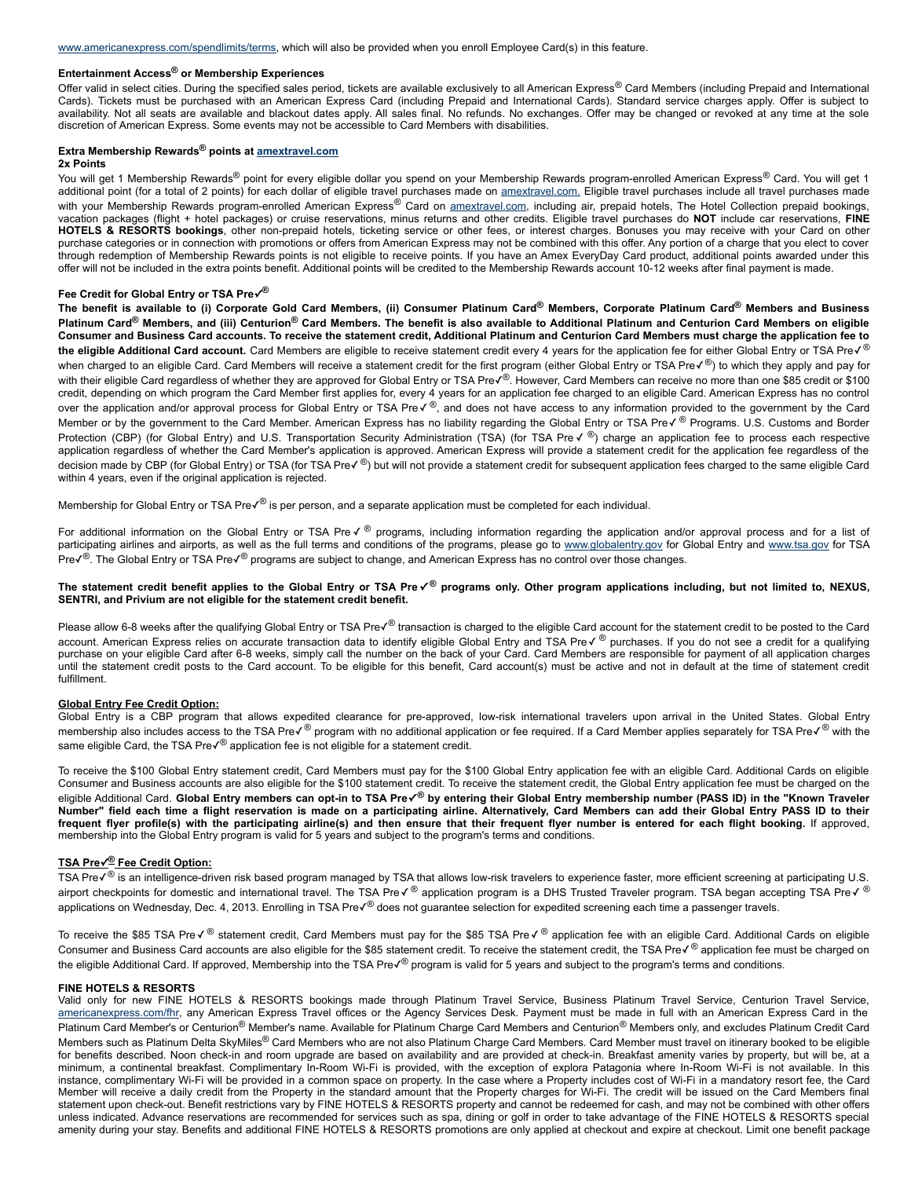www.americanexpress.com/spendlimits/terms, which will also be provided when you enroll Employee Card(s) in this feature.

**Entertainment Access® or Membership Experiences**

Offer valid in select cities. During the specified sales period, tickets are available exclusively to all American Express® Card Members (including Prepaid and International Cards). Tickets must be purchased with an American Express Card (including Prepaid and International Cards). Standard service charges apply. Offer is subject to availability. Not all seats are available and blackout dates apply. All sales final. No refunds. No exchanges. Offer may be changed or revoked at any time at the sole discretion of American Express. Some events may not be accessible to Card Members with disabilities.

**Extra Membership Rewards® points at amextravel.com**
**2x Points**

You will get 1 Membership Rewards® point for every eligible dollar you spend on your Membership Rewards program-enrolled American Express® Card. You will get 1 additional point (for a total of 2 points) for each dollar of eligible travel purchases made on amextravel.com. Eligible travel purchases include all travel purchases made with your Membership Rewards program-enrolled American Express® Card on amextravel.com, including air, prepaid hotels, The Hotel Collection prepaid bookings, vacation packages (flight + hotel packages) or cruise reservations, minus returns and other credits. Eligible travel purchases do **NOT** include car reservations, **FINE HOTELS & RESORTS bookings**, other non-prepaid hotels, ticketing service or other fees, or interest charges. Bonuses you may receive with your Card on other purchase categories or in connection with promotions or offers from American Express may not be combined with this offer. Any portion of a charge that you elect to cover through redemption of Membership Rewards points is not eligible to receive points. If you have an Amex EveryDay Card product, additional points awarded under this offer will not be included in the extra points benefit. Additional points will be credited to the Membership Rewards account 10-12 weeks after final payment is made.

**Fee Credit for Global Entry or TSA Pre✓®**

**The benefit is available to (i) Corporate Gold Card Members, (ii) Consumer Platinum Card® Members, Corporate Platinum Card® Members and Business Platinum Card® Members, and (iii) Centurion® Card Members. The benefit is also available to Additional Platinum and Centurion Card Members on eligible Consumer and Business Card accounts. To receive the statement credit, Additional Platinum and Centurion Card Members must charge the application fee to the eligible Additional Card account.** Card Members are eligible to receive statement credit every 4 years for the application fee for either Global Entry or TSA Pre✓® when charged to an eligible Card. Card Members will receive a statement credit for the first program (either Global Entry or TSA Pre✓®) to which they apply and pay for with their eligible Card regardless of whether they are approved for Global Entry or TSA Pre✓®. However, Card Members can receive no more than one $85 credit or $100 credit, depending on which program the Card Member first applies for, every 4 years for an application fee charged to an eligible Card. American Express has no control over the application and/or approval process for Global Entry or TSA Pre✓®, and does not have access to any information provided to the government by the Card Member or by the government to the Card Member. American Express has no liability regarding the Global Entry or TSA Pre✓® Programs. U.S. Customs and Border Protection (CBP) (for Global Entry) and U.S. Transportation Security Administration (TSA) (for TSA Pre✓®) charge an application fee to process each respective application regardless of whether the Card Member's application is approved. American Express will provide a statement credit for the application fee regardless of the decision made by CBP (for Global Entry) or TSA (for TSA Pre✓®) but will not provide a statement credit for subsequent application fees charged to the same eligible Card within 4 years, even if the original application is rejected.

Membership for Global Entry or TSA Pre✓® is per person, and a separate application must be completed for each individual.

For additional information on the Global Entry or TSA Pre✓® programs, including information regarding the application and/or approval process and for a list of participating airlines and airports, as well as the full terms and conditions of the programs, please go to www.globalentry.gov for Global Entry and www.tsa.gov for TSA Pre✓®. The Global Entry or TSA Pre✓® programs are subject to change, and American Express has no control over those changes.

**The statement credit benefit applies to the Global Entry or TSA Pre✓® programs only. Other program applications including, but not limited to, NEXUS, SENTRI, and Privium are not eligible for the statement credit benefit.**

Please allow 6-8 weeks after the qualifying Global Entry or TSA Pre✓® transaction is charged to the eligible Card account for the statement credit to be posted to the Card account. American Express relies on accurate transaction data to identify eligible Global Entry and TSA Pre✓® purchases. If you do not see a credit for a qualifying purchase on your eligible Card after 6-8 weeks, simply call the number on the back of your Card. Card Members are responsible for payment of all application charges until the statement credit posts to the Card account. To be eligible for this benefit, Card account(s) must be active and not in default at the time of statement credit fulfillment.

**Global Entry Fee Credit Option:**

Global Entry is a CBP program that allows expedited clearance for pre-approved, low-risk international travelers upon arrival in the United States. Global Entry membership also includes access to the TSA Pre✓® program with no additional application or fee required. If a Card Member applies separately for TSA Pre✓® with the same eligible Card, the TSA Pre✓® application fee is not eligible for a statement credit.

To receive the $100 Global Entry statement credit, Card Members must pay for the $100 Global Entry application fee with an eligible Card. Additional Cards on eligible Consumer and Business Card accounts are also eligible for the $100 statement credit. To receive the statement credit, the Global Entry application fee must be charged on the eligible Additional Card. **Global Entry members can opt-in to TSA Pre✓® by entering their Global Entry membership number (PASS ID) in the "Known Traveler Number" field each time a flight reservation is made on a participating airline. Alternatively, Card Members can add their Global Entry PASS ID to their frequent flyer profile(s) with the participating airline(s) and then ensure that their frequent flyer number is entered for each flight booking.** If approved, membership into the Global Entry program is valid for 5 years and subject to the program's terms and conditions.

**TSA Pre✓® Fee Credit Option:**

TSA Pre✓® is an intelligence-driven risk based program managed by TSA that allows low-risk travelers to experience faster, more efficient screening at participating U.S. airport checkpoints for domestic and international travel. The TSA Pre✓® application program is a DHS Trusted Traveler program. TSA began accepting TSA Pre✓® applications on Wednesday, Dec. 4, 2013. Enrolling in TSA Pre✓® does not guarantee selection for expedited screening each time a passenger travels.

To receive the $85 TSA Pre✓® statement credit, Card Members must pay for the $85 TSA Pre✓® application fee with an eligible Card. Additional Cards on eligible Consumer and Business Card accounts are also eligible for the $85 statement credit. To receive the statement credit, the TSA Pre✓® application fee must be charged on the eligible Additional Card. If approved, Membership into the TSA Pre✓® program is valid for 5 years and subject to the program's terms and conditions.

**FINE HOTELS & RESORTS**

Valid only for new FINE HOTELS & RESORTS bookings made through Platinum Travel Service, Business Platinum Travel Service, Centurion Travel Service, americanexpress.com/fhr, any American Express Travel offices or the Agency Services Desk. Payment must be made in full with an American Express Card in the Platinum Card Member's or Centurion® Member's name. Available for Platinum Charge Card Members and Centurion® Members only, and excludes Platinum Credit Card Members such as Platinum Delta SkyMiles® Card Members who are not also Platinum Charge Card Members. Card Member must travel on itinerary booked to be eligible for benefits described. Noon check-in and room upgrade are based on availability and are provided at check-in. Breakfast amenity varies by property, but will be, at a minimum, a continental breakfast. Complimentary In-Room Wi-Fi is provided, with the exception of explora Patagonia where In-Room Wi-Fi is not available. In this instance, complimentary Wi-Fi will be provided in a common space on property. In the case where a Property includes cost of Wi-Fi in a mandatory resort fee, the Card Member will receive a daily credit from the Property in the standard amount that the Property charges for Wi-Fi. The credit will be issued on the Card Members final statement upon check-out. Benefit restrictions vary by FINE HOTELS & RESORTS property and cannot be redeemed for cash, and may not be combined with other offers unless indicated. Advance reservations are recommended for services such as spa, dining or golf in order to take advantage of the FINE HOTELS & RESORTS special amenity during your stay. Benefits and additional FINE HOTELS & RESORTS promotions are only applied at checkout and expire at checkout. Limit one benefit package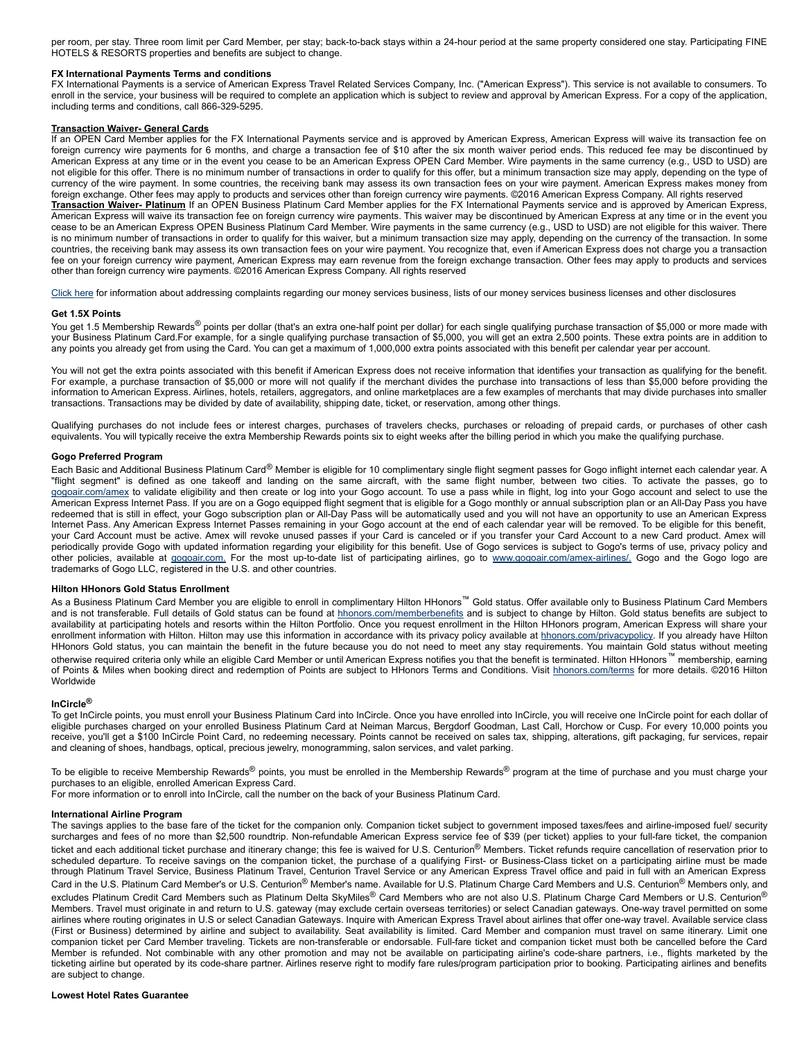per room, per stay. Three room limit per Card Member, per stay; back-to-back stays within a 24-hour period at the same property considered one stay. Participating FINE HOTELS & RESORTS properties and benefits are subject to change.

### FX International Payments Terms and conditions

FX International Payments is a service of American Express Travel Related Services Company, Inc. ("American Express"). This service is not available to consumers. To enroll in the service, your business will be required to complete an application which is subject to review and approval by American Express. For a copy of the application, including terms and conditions, call 866-329-5295.

### Transaction Waiver- General Cards

If an OPEN Card Member applies for the FX International Payments service and is approved by American Express, American Express will waive its transaction fee on foreign currency wire payments for 6 months, and charge a transaction fee of $10 after the six month waiver period ends. This reduced fee may be discontinued by American Express at any time or in the event you cease to be an American Express OPEN Card Member. Wire payments in the same currency (e.g., USD to USD) are not eligible for this offer. There is no minimum number of transactions in order to qualify for this offer, but a minimum transaction size may apply, depending on the type of currency of the wire payment. In some countries, the receiving bank may assess its own transaction fees on your wire payment. American Express makes money from foreign exchange. Other fees may apply to products and services other than foreign currency wire payments. ©2016 American Express Company. All rights reserved

**Transaction Waiver- Platinum** If an OPEN Business Platinum Card Member applies for the FX International Payments service and is approved by American Express, American Express will waive its transaction fee on foreign currency wire payments. This waiver may be discontinued by American Express at any time or in the event you cease to be an American Express OPEN Business Platinum Card Member. Wire payments in the same currency (e.g., USD to USD) are not eligible for this waiver. There is no minimum number of transactions in order to qualify for this waiver, but a minimum transaction size may apply, depending on the currency of the transaction. In some countries, the receiving bank may assess its own transaction fees on your wire payment. You recognize that, even if American Express does not charge you a transaction fee on your foreign currency wire payment, American Express may earn revenue from the foreign exchange transaction. Other fees may apply to products and services other than foreign currency wire payments. ©2016 American Express Company. All rights reserved

Click here for information about addressing complaints regarding our money services business, lists of our money services business licenses and other disclosures

### Get 1.5X Points

You get 1.5 Membership Rewards® points per dollar (that's an extra one-half point per dollar) for each single qualifying purchase transaction of $5,000 or more made with your Business Platinum Card.For example, for a single qualifying purchase transaction of $5,000, you will get an extra 2,500 points. These extra points are in addition to any points you already get from using the Card. You can get a maximum of 1,000,000 extra points associated with this benefit per calendar year per account.

You will not get the extra points associated with this benefit if American Express does not receive information that identifies your transaction as qualifying for the benefit. For example, a purchase transaction of $5,000 or more will not qualify if the merchant divides the purchase into transactions of less than $5,000 before providing the information to American Express. Airlines, hotels, retailers, aggregators, and online marketplaces are a few examples of merchants that may divide purchases into smaller transactions. Transactions may be divided by date of availability, shipping date, ticket, or reservation, among other things.

Qualifying purchases do not include fees or interest charges, purchases of travelers checks, purchases or reloading of prepaid cards, or purchases of other cash equivalents. You will typically receive the extra Membership Rewards points six to eight weeks after the billing period in which you make the qualifying purchase.

### Gogo Preferred Program

Each Basic and Additional Business Platinum Card® Member is eligible for 10 complimentary single flight segment passes for Gogo inflight internet each calendar year. A "flight segment" is defined as one takeoff and landing on the same aircraft, with the same flight number, between two cities. To activate the passes, go to gogoair.com/amex to validate eligibility and then create or log into your Gogo account. To use a pass while in flight, log into your Gogo account and select to use the American Express Internet Pass. If you are on a Gogo equipped flight segment that is eligible for a Gogo monthly or annual subscription plan or an All-Day Pass you have redeemed that is still in effect, your Gogo subscription plan or All-Day Pass will be automatically used and you will not have an opportunity to use an American Express Internet Pass. Any American Express Internet Passes remaining in your Gogo account at the end of each calendar year will be removed. To be eligible for this benefit, your Card Account must be active. Amex will revoke unused passes if your Card is canceled or if you transfer your Card Account to a new Card product. Amex will periodically provide Gogo with updated information regarding your eligibility for this benefit. Use of Gogo services is subject to Gogo's terms of use, privacy policy and other policies, available at gogoair.com. For the most up-to-date list of participating airlines, go to www.gogoair.com/amex-airlines/. Gogo and the Gogo logo are trademarks of Gogo LLC, registered in the U.S. and other countries.

### Hilton HHonors Gold Status Enrollment

As a Business Platinum Card Member you are eligible to enroll in complimentary Hilton HHonors™ Gold status. Offer available only to Business Platinum Card Members and is not transferable. Full details of Gold status can be found at hhonors.com/memberbenefits and is subject to change by Hilton. Gold status benefits are subject to availability at participating hotels and resorts within the Hilton Portfolio. Once you request enrollment in the Hilton HHonors program, American Express will share your enrollment information with Hilton. Hilton may use this information in accordance with its privacy policy available at hhonors.com/privacypolicy. If you already have Hilton HHonors Gold status, you can maintain the benefit in the future because you do not need to meet any stay requirements. You maintain Gold status without meeting otherwise required criteria only while an eligible Card Member or until American Express notifies you that the benefit is terminated. Hilton HHonors™ membership, earning of Points & Miles when booking direct and redemption of Points are subject to HHonors Terms and Conditions. Visit hhonors.com/terms for more details. ©2016 Hilton Worldwide

### InCircle®

To get InCircle points, you must enroll your Business Platinum Card into InCircle. Once you have enrolled into InCircle, you will receive one InCircle point for each dollar of eligible purchases charged on your enrolled Business Platinum Card at Neiman Marcus, Bergdorf Goodman, Last Call, Horchow or Cusp. For every 10,000 points you receive, you'll get a $100 InCircle Point Card, no redeeming necessary. Points cannot be received on sales tax, shipping, alterations, gift packaging, fur services, repair and cleaning of shoes, handbags, optical, precious jewelry, monogramming, salon services, and valet parking.

To be eligible to receive Membership Rewards® points, you must be enrolled in the Membership Rewards® program at the time of purchase and you must charge your purchases to an eligible, enrolled American Express Card.
For more information or to enroll into InCircle, call the number on the back of your Business Platinum Card.

### International Airline Program

The savings applies to the base fare of the ticket for the companion only. Companion ticket subject to government imposed taxes/fees and airline-imposed fuel/ security surcharges and fees of no more than $2,500 roundtrip. Non-refundable American Express service fee of $39 (per ticket) applies to your full-fare ticket, the companion ticket and each additional ticket purchase and itinerary change; this fee is waived for U.S. Centurion® Members. Ticket refunds require cancellation of reservation prior to scheduled departure. To receive savings on the companion ticket, the purchase of a qualifying First- or Business-Class ticket on a participating airline must be made through Platinum Travel Service, Business Platinum Travel, Centurion Travel Service or any American Express Travel office and paid in full with an American Express Card in the U.S. Platinum Card Member's or U.S. Centurion® Member's name. Available for U.S. Platinum Charge Card Members and U.S. Centurion® Members only, and excludes Platinum Credit Card Members such as Platinum Delta SkyMiles® Card Members who are not also U.S. Platinum Charge Card Members or U.S. Centurion® Members. Travel must originate in and return to U.S. gateway (may exclude certain overseas territories) or select Canadian gateways. One-way travel permitted on some airlines where routing originates in U.S or select Canadian Gateways. Inquire with American Express Travel about airlines that offer one-way travel. Available service class (First or Business) determined by airline and subject to availability. Seat availability is limited. Card Member and companion must travel on same itinerary. Limit one companion ticket per Card Member traveling. Tickets are non-transferable or endorsable. Full-fare ticket and companion ticket must both be cancelled before the Card Member is refunded. Not combinable with any other promotion and may not be available on participating airline's code-share partners, i.e., flights marketed by the ticketing airline but operated by its code-share partner. Airlines reserve right to modify fare rules/program participation prior to booking. Participating airlines and benefits are subject to change.

### Lowest Hotel Rates Guarantee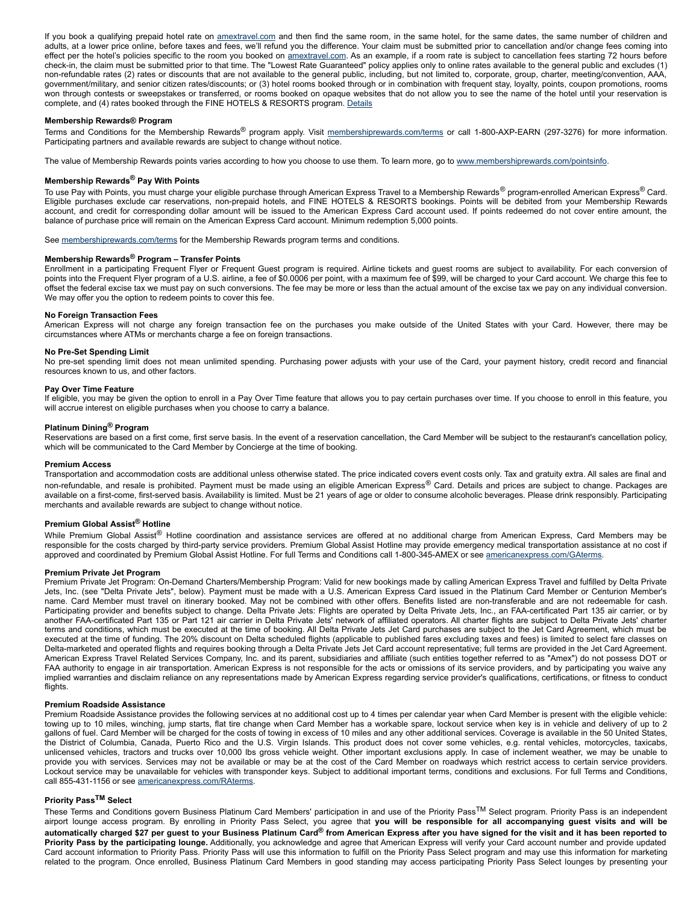If you book a qualifying prepaid hotel rate on amextravel.com and then find the same room, in the same hotel, for the same dates, the same number of children and adults, at a lower price online, before taxes and fees, we'll refund you the difference. Your claim must be submitted prior to cancellation and/or change fees coming into effect per the hotel's policies specific to the room you booked on amextravel.com. As an example, if a room rate is subject to cancellation fees starting 72 hours before check-in, the claim must be submitted prior to that time. The "Lowest Rate Guaranteed" policy applies only to online rates available to the general public and excludes (1) non-refundable rates (2) rates or discounts that are not available to the general public, including, but not limited to, corporate, group, charter, meeting/convention, AAA, government/military, and senior citizen rates/discounts; or (3) hotel rooms booked through or in combination with frequent stay, loyalty, points, coupon promotions, rooms won through contests or sweepstakes or transferred, or rooms booked on opaque websites that do not allow you to see the name of the hotel until your reservation is complete, and (4) rates booked through the FINE HOTELS & RESORTS program. Details

**Membership Rewards® Program**

Terms and Conditions for the Membership Rewards® program apply. Visit membershiprewards.com/terms or call 1-800-AXP-EARN (297-3276) for more information. Participating partners and available rewards are subject to change without notice.

The value of Membership Rewards points varies according to how you choose to use them. To learn more, go to www.membershiprewards.com/pointsinfo.

**Membership Rewards® Pay With Points**

To use Pay with Points, you must charge your eligible purchase through American Express Travel to a Membership Rewards® program-enrolled American Express® Card. Eligible purchases exclude car reservations, non-prepaid hotels, and FINE HOTELS & RESORTS bookings. Points will be debited from your Membership Rewards account, and credit for corresponding dollar amount will be issued to the American Express Card account used. If points redeemed do not cover entire amount, the balance of purchase price will remain on the American Express Card account. Minimum redemption 5,000 points.

See membershiprewards.com/terms for the Membership Rewards program terms and conditions.

**Membership Rewards® Program – Transfer Points**

Enrollment in a participating Frequent Flyer or Frequent Guest program is required. Airline tickets and guest rooms are subject to availability. For each conversion of points into the Frequent Flyer program of a U.S. airline, a fee of $0.0006 per point, with a maximum fee of $99, will be charged to your Card account. We charge this fee to offset the federal excise tax we must pay on such conversions. The fee may be more or less than the actual amount of the excise tax we pay on any individual conversion. We may offer you the option to redeem points to cover this fee.

**No Foreign Transaction Fees**

American Express will not charge any foreign transaction fee on the purchases you make outside of the United States with your Card. However, there may be circumstances where ATMs or merchants charge a fee on foreign transactions.

**No Pre-Set Spending Limit**

No pre-set spending limit does not mean unlimited spending. Purchasing power adjusts with your use of the Card, your payment history, credit record and financial resources known to us, and other factors.

**Pay Over Time Feature**

If eligible, you may be given the option to enroll in a Pay Over Time feature that allows you to pay certain purchases over time. If you choose to enroll in this feature, you will accrue interest on eligible purchases when you choose to carry a balance.

**Platinum Dining® Program**

Reservations are based on a first come, first serve basis. In the event of a reservation cancellation, the Card Member will be subject to the restaurant's cancellation policy, which will be communicated to the Card Member by Concierge at the time of booking.

**Premium Access**

Transportation and accommodation costs are additional unless otherwise stated. The price indicated covers event costs only. Tax and gratuity extra. All sales are final and non-refundable, and resale is prohibited. Payment must be made using an eligible American Express® Card. Details and prices are subject to change. Packages are available on a first-come, first-served basis. Availability is limited. Must be 21 years of age or older to consume alcoholic beverages. Please drink responsibly. Participating merchants and available rewards are subject to change without notice.

**Premium Global Assist® Hotline**

While Premium Global Assist® Hotline coordination and assistance services are offered at no additional charge from American Express, Card Members may be responsible for the costs charged by third-party service providers. Premium Global Assist Hotline may provide emergency medical transportation assistance at no cost if approved and coordinated by Premium Global Assist Hotline. For full Terms and Conditions call 1-800-345-AMEX or see americanexpress.com/GAterms.

**Premium Private Jet Program**

Premium Private Jet Program: On-Demand Charters/Membership Program: Valid for new bookings made by calling American Express Travel and fulfilled by Delta Private Jets, Inc. (see "Delta Private Jets", below). Payment must be made with a U.S. American Express Card issued in the Platinum Card Member or Centurion Member's name. Card Member must travel on itinerary booked. May not be combined with other offers. Benefits listed are non-transferable and are not redeemable for cash. Participating provider and benefits subject to change. Delta Private Jets: Flights are operated by Delta Private Jets, Inc., an FAA-certificated Part 135 air carrier, or by another FAA-certificated Part 135 or Part 121 air carrier in Delta Private Jets' network of affiliated operators. All charter flights are subject to Delta Private Jets' charter terms and conditions, which must be executed at the time of booking. All Delta Private Jets Jet Card purchases are subject to the Jet Card Agreement, which must be executed at the time of funding. The 20% discount on Delta scheduled flights (applicable to published fares excluding taxes and fees) is limited to select fare classes on Delta-marketed and operated flights and requires booking through a Delta Private Jets Jet Card account representative; full terms are provided in the Jet Card Agreement. American Express Travel Related Services Company, Inc. and its parent, subsidiaries and affiliate (such entities together referred to as "Amex") do not possess DOT or FAA authority to engage in air transportation. American Express is not responsible for the acts or omissions of its service providers, and by participating you waive any implied warranties and disclaim reliance on any representations made by American Express regarding service provider's qualifications, certifications, or fitness to conduct flights.

**Premium Roadside Assistance**

Premium Roadside Assistance provides the following services at no additional cost up to 4 times per calendar year when Card Member is present with the eligible vehicle: towing up to 10 miles, winching, jump starts, flat tire change when Card Member has a workable spare, lockout service when key is in vehicle and delivery of up to 2 gallons of fuel. Card Member will be charged for the costs of towing in excess of 10 miles and any other additional services. Coverage is available in the 50 United States, the District of Columbia, Canada, Puerto Rico and the U.S. Virgin Islands. This product does not cover some vehicles, e.g. rental vehicles, motorcycles, taxicabs, unlicensed vehicles, tractors and trucks over 10,000 lbs gross vehicle weight. Other important exclusions apply. In case of inclement weather, we may be unable to provide you with services. Services may not be available or may be at the cost of the Card Member on roadways which restrict access to certain service providers. Lockout service may be unavailable for vehicles with transponder keys. Subject to additional important terms, conditions and exclusions. For full Terms and Conditions, call 855-431-1156 or see americanexpress.com/RAterms.

**Priority Pass™ Select**

These Terms and Conditions govern Business Platinum Card Members' participation in and use of the Priority Pass™ Select program. Priority Pass is an independent airport lounge access program. By enrolling in Priority Pass Select, you agree that **you will be responsible for all accompanying guest visits and will be automatically charged $27 per guest to your Business Platinum Card® from American Express after you have signed for the visit and it has been reported to Priority Pass by the participating lounge.** Additionally, you acknowledge and agree that American Express will verify your Card account number and provide updated Card account information to Priority Pass. Priority Pass will use this information to fulfill on the Priority Pass Select program and may use this information for marketing related to the program. Once enrolled, Business Platinum Card Members in good standing may access participating Priority Pass Select lounges by presenting your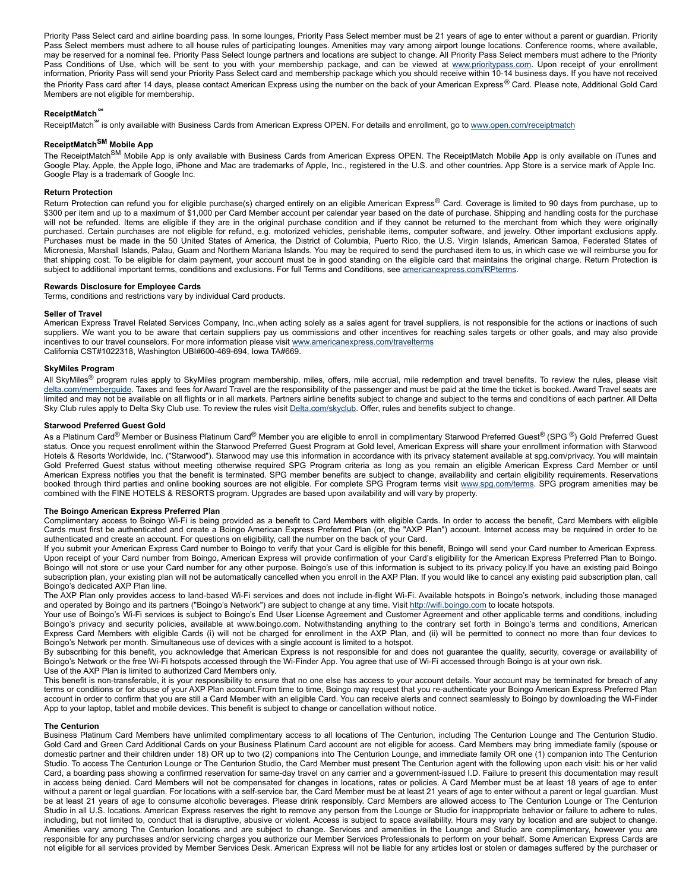Priority Pass Select card and airline boarding pass. In some lounges, Priority Pass Select member must be 21 years of age to enter without a parent or guardian. Priority Pass Select members must adhere to all house rules of participating lounges. Amenities may vary among airport lounge locations. Conference rooms, where available, may be reserved for a nominal fee. Priority Pass Select lounge partners and locations are subject to change. All Priority Pass Select members must adhere to the Priority Pass Conditions of Use, which will be sent to you with your membership package, and can be viewed at www.prioritypass.com. Upon receipt of your enrollment information, Priority Pass will send your Priority Pass Select card and membership package which you should receive within 10-14 business days. If you have not received the Priority Pass card after 14 days, please contact American Express using the number on the back of your American Express® Card. Please note, Additional Gold Card Members are not eligible for membership.

**ReceiptMatch℠**

ReceiptMatch℠ is only available with Business Cards from American Express OPEN. For details and enrollment, go to www.open.com/receiptmatch

**ReceiptMatch℠ Mobile App**

The ReceiptMatch℠ Mobile App is only available with Business Cards from American Express OPEN. The ReceiptMatch Mobile App is only available on iTunes and Google Play. Apple, the Apple logo, iPhone and Mac are trademarks of Apple, Inc., registered in the U.S. and other countries. App Store is a service mark of Apple Inc. Google Play is a trademark of Google Inc.

**Return Protection**

Return Protection can refund you for eligible purchase(s) charged entirely on an eligible American Express® Card. Coverage is limited to 90 days from purchase, up to $300 per item and up to a maximum of $1,000 per Card Member account per calendar year based on the date of purchase. Shipping and handling costs for the purchase will not be refunded. Items are eligible if they are in the original purchase condition and if they cannot be returned to the merchant from which they were originally purchased. Certain purchases are not eligible for refund, e.g. motorized vehicles, perishable items, computer software, and jewelry. Other important exclusions apply. Purchases must be made in the 50 United States of America, the District of Columbia, Puerto Rico, the U.S. Virgin Islands, American Samoa, Federated States of Micronesia, Marshall Islands, Palau, Guam and Northern Mariana Islands. You may be required to send the purchased item to us, in which case we will reimburse you for that shipping cost. To be eligible for claim payment, your account must be in good standing on the eligible card that maintains the original charge. Return Protection is subject to additional important terms, conditions and exclusions. For full Terms and Conditions, see americanexpress.com/RPterms.

**Rewards Disclosure for Employee Cards**

Terms, conditions and restrictions vary by individual Card products.

**Seller of Travel**

American Express Travel Related Services Company, Inc.,when acting solely as a sales agent for travel suppliers, is not responsible for the actions or inactions of such suppliers. We want you to be aware that certain suppliers pay us commissions and other incentives for reaching sales targets or other goals, and may also provide incentives to our travel counselors. For more information please visit www.americanexpress.com/travelterms
California CST#1022318, Washington UBI#600-469-694, Iowa TA#669.

**SkyMiles Program**

All SkyMiles® program rules apply to SkyMiles program membership, miles, offers, mile accrual, mile redemption and travel benefits. To review the rules, please visit delta.com/memberguide. Taxes and fees for Award Travel are the responsibility of the passenger and must be paid at the time the ticket is booked. Award Travel seats are limited and may not be available on all flights or in all markets. Partners airline benefits subject to change and subject to the terms and conditions of each partner. All Delta Sky Club rules apply to Delta Sky Club use. To review the rules visit Delta.com/skyclub. Offer, rules and benefits subject to change.

**Starwood Preferred Guest Gold**

As a Platinum Card® Member or Business Platinum Card® Member you are eligible to enroll in complimentary Starwood Preferred Guest® (SPG ®) Gold Preferred Guest status. Once you request enrollment within the Starwood Preferred Guest Program at Gold level, American Express will share your enrollment information with Starwood Hotels & Resorts Worldwide, Inc. ("Starwood"). Starwood may use this information in accordance with its privacy statement available at spg.com/privacy. You will maintain Gold Preferred Guest status without meeting otherwise required SPG Program criteria as long as you remain an eligible American Express Card Member or until American Express notifies you that the benefit is terminated. SPG member benefits are subject to change, availability and certain eligibility requirements. Reservations booked through third parties and online booking sources are not eligible. For complete SPG Program terms visit www.spg.com/terms. SPG program amenities may be combined with the FINE HOTELS & RESORTS program. Upgrades are based upon availability and will vary by property.

**The Boingo American Express Preferred Plan**

Complimentary access to Boingo Wi-Fi is being provided as a benefit to Card Members with eligible Cards. In order to access the benefit, Card Members with eligible Cards must first be authenticated and create a Boingo American Express Preferred Plan (or, the "AXP Plan") account. Internet access may be required in order to be authenticated and create an account. For questions on eligibility, call the number on the back of your Card.

If you submit your American Express Card number to Boingo to verify that your Card is eligible for this benefit, Boingo will send your Card number to American Express. Upon receipt of your Card number from Boingo, American Express will provide confirmation of your Card's eligibility for the American Express Preferred Plan to Boingo. Boingo will not store or use your Card number for any other purpose. Boingo's use of this information is subject to its privacy policy.If you have an existing paid Boingo subscription plan, your existing plan will not be automatically cancelled when you enroll in the AXP Plan. If you would like to cancel any existing paid subscription plan, call Boingo's dedicated AXP Plan line.

The AXP Plan only provides access to land-based Wi-Fi services and does not include in-flight Wi-Fi. Available hotspots in Boingo's network, including those managed and operated by Boingo and its partners ("Boingo's Network") are subject to change at any time. Visit http://wifi.boingo.com to locate hotspots.

Your use of Boingo's Wi-Fi services is subject to Boingo's End User License Agreement and Customer Agreement and other applicable terms and conditions, including Boingo's privacy and security policies, available at www.boingo.com. Notwithstanding anything to the contrary set forth in Boingo's terms and conditions, American Express Card Members with eligible Cards (i) will not be charged for enrollment in the AXP Plan, and (ii) will be permitted to connect no more than four devices to Boingo's Network per month. Simultaneous use of devices with a single account is limited to a hotspot.

By subscribing for this benefit, you acknowledge that American Express is not responsible for and does not guarantee the quality, security, coverage or availability of Boingo's Network or the free Wi-Fi hotspots accessed through the Wi-Finder App. You agree that use of Wi-Fi accessed through Boingo is at your own risk.

Use of the AXP Plan is limited to authorized Card Members only.

This benefit is non-transferable, it is your responsibility to ensure that no one else has access to your account details. Your account may be terminated for breach of any terms or conditions or for abuse of your AXP Plan account.From time to time, Boingo may request that you re-authenticate your Boingo American Express Preferred Plan account in order to confirm that you are still a Card Member with an eligible Card. You can receive alerts and connect seamlessly to Boingo by downloading the Wi-Finder App to your laptop, tablet and mobile devices. This benefit is subject to change or cancellation without notice.

**The Centurion**

Business Platinum Card Members have unlimited complimentary access to all locations of The Centurion, including The Centurion Lounge and The Centurion Studio. Gold Card and Green Card Additional Cards on your Business Platinum Card account are not eligible for access. Card Members may bring immediate family (spouse or domestic partner and their children under 18) OR up to two (2) companions into The Centurion Lounge, and immediate family OR one (1) companion into The Centurion Studio. To access The Centurion Lounge or The Centurion Studio, the Card Member must present The Centurion agent with the following upon each visit: his or her valid Card, a boarding pass showing a confirmed reservation for same-day travel on any carrier and a government-issued I.D. Failure to present this documentation may result in access being denied. Card Members will not be compensated for changes in locations, rates or policies. A Card Member must be at least 18 years of age to enter without a parent or legal guardian. For locations with a self-service bar, the Card Member must be at least 21 years of age to enter without a parent or legal guardian. Must be at least 21 years of age to consume alcoholic beverages. Please drink responsibly. Card Members are allowed access to The Centurion Lounge or The Centurion Studio in all U.S. locations. American Express reserves the right to remove any person from the Lounge or Studio for inappropriate behavior or failure to adhere to rules, including, but not limited to, conduct that is disruptive, abusive or violent. Access is subject to space availability. Hours may vary by location and are subject to change. Amenities vary among The Centurion locations and are subject to change. Services and amenities in the Lounge and Studio are complimentary, however you are responsible for any purchases and/or servicing charges you authorize our Member Services Professionals to perform on your behalf. Some American Express Cards are not eligible for all services provided by Member Services Desk. American Express will not be liable for any articles lost or stolen or damages suffered by the purchaser or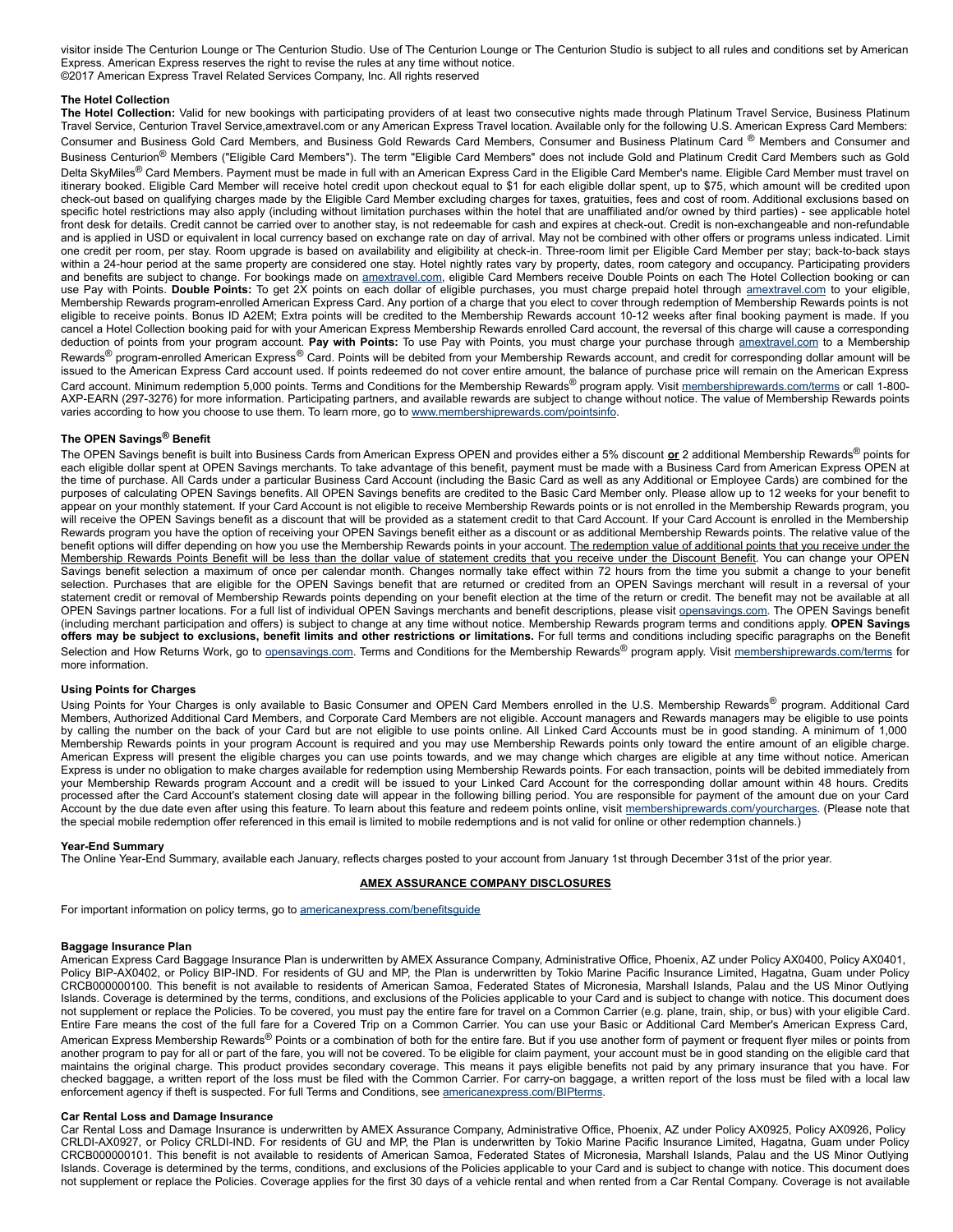visitor inside The Centurion Lounge or The Centurion Studio. Use of The Centurion Lounge or The Centurion Studio is subject to all rules and conditions set by American Express. American Express reserves the right to revise the rules at any time without notice.
©2017 American Express Travel Related Services Company, Inc. All rights reserved

**The Hotel Collection**

**The Hotel Collection:** Valid for new bookings with participating providers of at least two consecutive nights made through Platinum Travel Service, Business Platinum Travel Service, Centurion Travel Service,amextravel.com or any American Express Travel location. Available only for the following U.S. American Express Card Members: Consumer and Business Gold Card Members, and Business Gold Rewards Card Members, Consumer and Business Platinum Card ® Members and Consumer and Business Centurion® Members ("Eligible Card Members"). The term "Eligible Card Members" does not include Gold and Platinum Credit Card Members such as Gold Delta SkyMiles® Card Members. Payment must be made in full with an American Express Card in the Eligible Card Member's name. Eligible Card Member must travel on itinerary booked. Eligible Card Member will receive hotel credit upon checkout equal to $1 for each eligible dollar spent, up to $75, which amount will be credited upon check-out based on qualifying charges made by the Eligible Card Member excluding charges for taxes, gratuities, fees and cost of room. Additional exclusions based on specific hotel restrictions may also apply (including without limitation purchases within the hotel that are unaffiliated and/or owned by third parties) - see applicable hotel front desk for details. Credit cannot be carried over to another stay, is not redeemable for cash and expires at check-out. Credit is non-exchangeable and non-refundable and is applied in USD or equivalent in local currency based on exchange rate on day of arrival. May not be combined with other offers or programs unless indicated. Limit one credit per room, per stay. Room upgrade is based on availability and eligibility at check-in. Three-room limit per Eligible Card Member per stay; back-to-back stays within a 24-hour period at the same property are considered one stay. Hotel nightly rates vary by property, dates, room category and occupancy. Participating providers and benefits are subject to change. For bookings made on amextravel.com, eligible Card Members receive Double Points on each The Hotel Collection booking or can use Pay with Points. **Double Points:** To get 2X points on each dollar of eligible purchases, you must charge prepaid hotel through amextravel.com to your eligible, Membership Rewards program-enrolled American Express Card. Any portion of a charge that you elect to cover through redemption of Membership Rewards points is not eligible to receive points. Bonus ID A2EM; Extra points will be credited to the Membership Rewards account 10-12 weeks after final booking payment is made. If you cancel a Hotel Collection booking paid for with your American Express Membership Rewards enrolled Card account, the reversal of this charge will cause a corresponding deduction of points from your program account. **Pay with Points:** To use Pay with Points, you must charge your purchase through amextravel.com to a Membership Rewards® program-enrolled American Express® Card. Points will be debited from your Membership Rewards account, and credit for corresponding dollar amount will be issued to the American Express Card account used. If points redeemed do not cover entire amount, the balance of purchase price will remain on the American Express Card account. Minimum redemption 5,000 points. Terms and Conditions for the Membership Rewards® program apply. Visit membershiprewards.com/terms or call 1-800-AXP-EARN (297-3276) for more information. Participating partners, and available rewards are subject to change without notice. The value of Membership Rewards points varies according to how you choose to use them. To learn more, go to www.membershiprewards.com/pointsinfo.

**The OPEN Savings® Benefit**

The OPEN Savings benefit is built into Business Cards from American Express OPEN and provides either a 5% discount **or** 2 additional Membership Rewards® points for each eligible dollar spent at OPEN Savings merchants. To take advantage of this benefit, payment must be made with a Business Card from American Express OPEN at the time of purchase. All Cards under a particular Business Card Account (including the Basic Card as well as any Additional or Employee Cards) are combined for the purposes of calculating OPEN Savings benefits. All OPEN Savings benefits are credited to the Basic Card Member only. Please allow up to 12 weeks for your benefit to appear on your monthly statement. If your Card Account is not eligible to receive Membership Rewards points or is not enrolled in the Membership Rewards program, you will receive the OPEN Savings benefit as a discount that will be provided as a statement credit to that Card Account. If your Card Account is enrolled in the Membership Rewards program you have the option of receiving your OPEN Savings benefit either as a discount or as additional Membership Rewards points. The relative value of the benefit options will differ depending on how you use the Membership Rewards points in your account. The redemption value of additional points that you receive under the Membership Rewards Points Benefit will be less than the dollar value of statement credits that you receive under the Discount Benefit. You can change your OPEN Savings benefit selection a maximum of once per calendar month. Changes normally take effect within 72 hours from the time you submit a change to your benefit selection. Purchases that are eligible for the OPEN Savings benefit that are returned or credited from an OPEN Savings merchant will result in a reversal of your statement credit or removal of Membership Rewards points depending on your benefit election at the time of the return or credit. The benefit may not be available at all OPEN Savings partner locations. For a full list of individual OPEN Savings merchants and benefit descriptions, please visit opensavings.com. The OPEN Savings benefit (including merchant participation and offers) is subject to change at any time without notice. Membership Rewards program terms and conditions apply. **OPEN Savings offers may be subject to exclusions, benefit limits and other restrictions or limitations.** For full terms and conditions including specific paragraphs on the Benefit Selection and How Returns Work, go to opensavings.com. Terms and Conditions for the Membership Rewards® program apply. Visit membershiprewards.com/terms for more information.

**Using Points for Charges**

Using Points for Your Charges is only available to Basic Consumer and OPEN Card Members enrolled in the U.S. Membership Rewards® program. Additional Card Members, Authorized Additional Card Members, and Corporate Card Members are not eligible. Account managers and Rewards managers may be eligible to use points by calling the number on the back of your Card but are not eligible to use points online. All Linked Card Accounts must be in good standing. A minimum of 1,000 Membership Rewards points in your program Account is required and you may use Membership Rewards points only toward the entire amount of an eligible charge. American Express will present the eligible charges you can use points towards, and we may change which charges are eligible at any time without notice. American Express is under no obligation to make charges available for redemption using Membership Rewards points. For each transaction, points will be debited immediately from your Membership Rewards program Account and a credit will be issued to your Linked Card Account for the corresponding dollar amount within 48 hours. Credits processed after the Card Account's statement closing date will appear in the following billing period. You are responsible for payment of the amount due on your Card Account by the due date even after using this feature. To learn about this feature and redeem points online, visit membershiprewards.com/yourcharges. (Please note that the special mobile redemption offer referenced in this email is limited to mobile redemptions and is not valid for online or other redemption channels.)

**Year-End Summary**

The Online Year-End Summary, available each January, reflects charges posted to your account from January 1st through December 31st of the prior year.

**AMEX ASSURANCE COMPANY DISCLOSURES**

For important information on policy terms, go to americanexpress.com/benefitsguide

**Baggage Insurance Plan**

American Express Card Baggage Insurance Plan is underwritten by AMEX Assurance Company, Administrative Office, Phoenix, AZ under Policy AX0400, Policy AX0401, Policy BIP-AX0402, or Policy BIP-IND. For residents of GU and MP, the Plan is underwritten by Tokio Marine Pacific Insurance Limited, Hagatna, Guam under Policy CRCB000000100. This benefit is not available to residents of American Samoa, Federated States of Micronesia, Marshall Islands, Palau and the US Minor Outlying Islands. Coverage is determined by the terms, conditions, and exclusions of the Policies applicable to your Card and is subject to change with notice. This document does not supplement or replace the Policies. To be covered, you must pay the entire fare for travel on a Common Carrier (e.g. plane, train, ship, or bus) with your eligible Card. Entire Fare means the cost of the full fare for a Covered Trip on a Common Carrier. You can use your Basic or Additional Card Member's American Express Card, American Express Membership Rewards® Points or a combination of both for the entire fare. But if you use another form of payment or frequent flyer miles or points from another program to pay for all or part of the fare, you will not be covered. To be eligible for claim payment, your account must be in good standing on the eligible card that maintains the original charge. This product provides secondary coverage. This means it pays eligible benefits not paid by any primary insurance that you have. For checked baggage, a written report of the loss must be filed with the Common Carrier. For carry-on baggage, a written report of the loss must be filed with a local law enforcement agency if theft is suspected. For full Terms and Conditions, see americanexpress.com/BIPterms.

**Car Rental Loss and Damage Insurance**

Car Rental Loss and Damage Insurance is underwritten by AMEX Assurance Company, Administrative Office, Phoenix, AZ under Policy AX0925, Policy AX0926, Policy CRLDI-AX0927, or Policy CRLDI-IND. For residents of GU and MP, the Plan is underwritten by Tokio Marine Pacific Insurance Limited, Hagatna, Guam under Policy CRCB000000101. This benefit is not available to residents of American Samoa, Federated States of Micronesia, Marshall Islands, Palau and the US Minor Outlying Islands. Coverage is determined by the terms, conditions, and exclusions of the Policies applicable to your Card and is subject to change with notice. This document does not supplement or replace the Policies. Coverage applies for the first 30 days of a vehicle rental and when rented from a Car Rental Company. Coverage is not available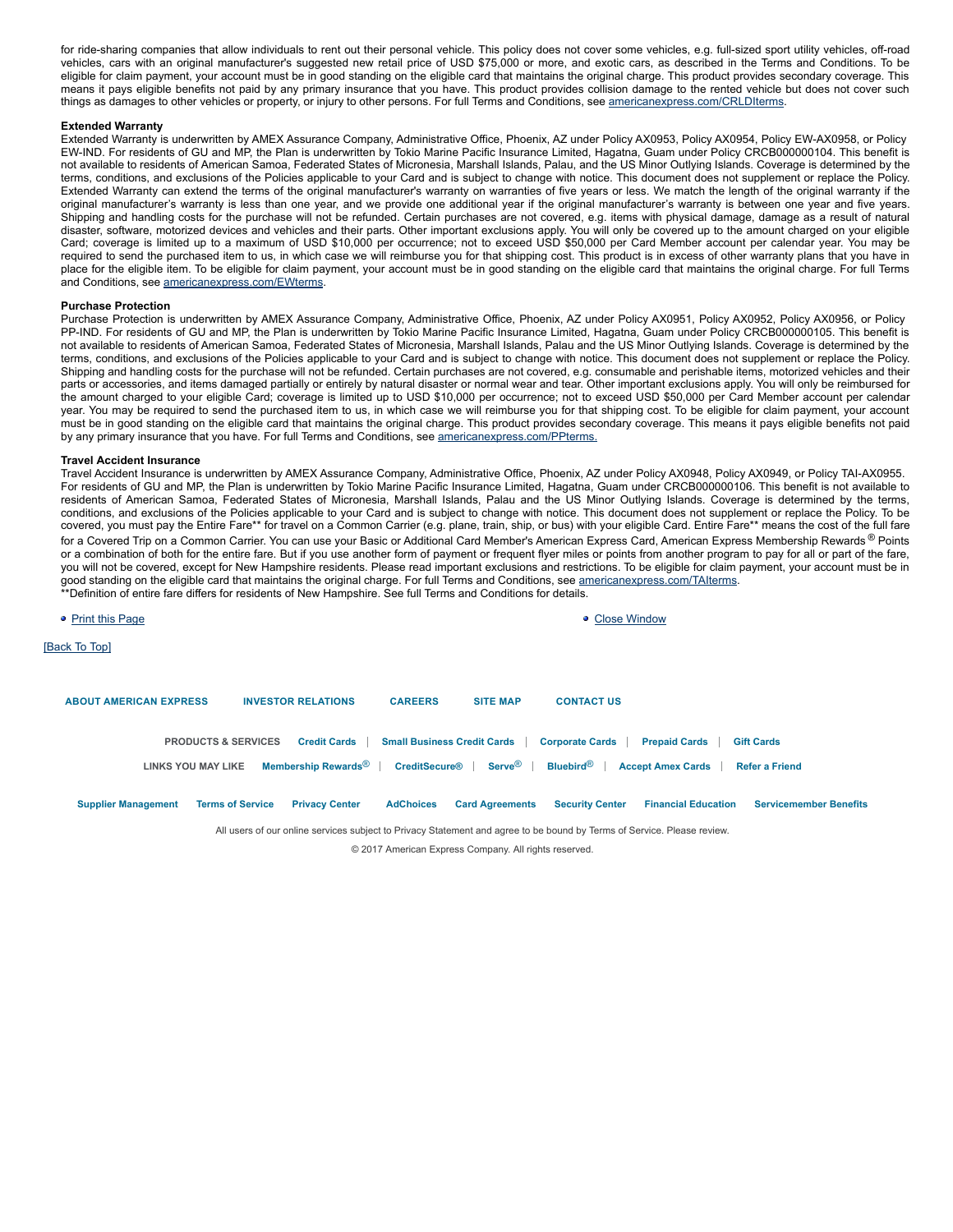for ride-sharing companies that allow individuals to rent out their personal vehicle. This policy does not cover some vehicles, e.g. full-sized sport utility vehicles, off-road vehicles, cars with an original manufacturer's suggested new retail price of USD $75,000 or more, and exotic cars, as described in the Terms and Conditions. To be eligible for claim payment, your account must be in good standing on the eligible card that maintains the original charge. This product provides secondary coverage. This means it pays eligible benefits not paid by any primary insurance that you have. This product provides collision damage to the rented vehicle but does not cover such things as damages to other vehicles or property, or injury to other persons. For full Terms and Conditions, see americanexpress.com/CRLDIterms.

**Extended Warranty**

Extended Warranty is underwritten by AMEX Assurance Company, Administrative Office, Phoenix, AZ under Policy AX0953, Policy AX0954, Policy EW-AX0958, or Policy EW-IND. For residents of GU and MP, the Plan is underwritten by Tokio Marine Pacific Insurance Limited, Hagatna, Guam under Policy CRCB000000104. This benefit is not available to residents of American Samoa, Federated States of Micronesia, Marshall Islands, Palau, and the US Minor Outlying Islands. Coverage is determined by the terms, conditions, and exclusions of the Policies applicable to your Card and is subject to change with notice. This document does not supplement or replace the Policy. Extended Warranty can extend the terms of the original manufacturer's warranty on warranties of five years or less. We match the length of the original warranty if the original manufacturer's warranty is less than one year, and we provide one additional year if the original manufacturer's warranty is between one year and five years. Shipping and handling costs for the purchase will not be refunded. Certain purchases are not covered, e.g. items with physical damage, damage as a result of natural disaster, software, motorized devices and vehicles and their parts. Other important exclusions apply. You will only be covered up to the amount charged on your eligible Card; coverage is limited up to a maximum of USD $10,000 per occurrence; not to exceed USD $50,000 per Card Member account per calendar year. You may be required to send the purchased item to us, in which case we will reimburse you for that shipping cost. This product is in excess of other warranty plans that you have in place for the eligible item. To be eligible for claim payment, your account must be in good standing on the eligible card that maintains the original charge. For full Terms and Conditions, see americanexpress.com/EWterms.

**Purchase Protection**

Purchase Protection is underwritten by AMEX Assurance Company, Administrative Office, Phoenix, AZ under Policy AX0951, Policy AX0952, Policy AX0956, or Policy PP-IND. For residents of GU and MP, the Plan is underwritten by Tokio Marine Pacific Insurance Limited, Hagatna, Guam under Policy CRCB000000105. This benefit is not available to residents of American Samoa, Federated States of Micronesia, Marshall Islands, Palau and the US Minor Outlying Islands. Coverage is determined by the terms, conditions, and exclusions of the Policies applicable to your Card and is subject to change with notice. This document does not supplement or replace the Policy. Shipping and handling costs for the purchase will not be refunded. Certain purchases are not covered, e.g. consumable and perishable items, motorized vehicles and their parts or accessories, and items damaged partially or entirely by natural disaster or normal wear and tear. Other important exclusions apply. You will only be reimbursed for the amount charged to your eligible Card; coverage is limited up to USD $10,000 per occurrence; not to exceed USD $50,000 per Card Member account per calendar year. You may be required to send the purchased item to us, in which case we will reimburse you for that shipping cost. To be eligible for claim payment, your account must be in good standing on the eligible card that maintains the original charge. This product provides secondary coverage. This means it pays eligible benefits not paid by any primary insurance that you have. For full Terms and Conditions, see americanexpress.com/PPterms.

**Travel Accident Insurance**

Travel Accident Insurance is underwritten by AMEX Assurance Company, Administrative Office, Phoenix, AZ under Policy AX0948, Policy AX0949, or Policy TAI-AX0955. For residents of GU and MP, the Plan is underwritten by Tokio Marine Pacific Insurance Limited, Hagatna, Guam under CRCB000000106. This benefit is not available to residents of American Samoa, Federated States of Micronesia, Marshall Islands, Palau and the US Minor Outlying Islands. Coverage is determined by the terms, conditions, and exclusions of the Policies applicable to your Card and is subject to change with notice. This document does not supplement or replace the Policy. To be covered, you must pay the Entire Fare** for travel on a Common Carrier (e.g. plane, train, ship, or bus) with your eligible Card. Entire Fare** means the cost of the full fare for a Covered Trip on a Common Carrier. You can use your Basic or Additional Card Member's American Express Card, American Express Membership Rewards® Points or a combination of both for the entire fare. But if you use another form of payment or frequent flyer miles or points from another program to pay for all or part of the fare, you will not be covered, except for New Hampshire residents. Please read important exclusions and restrictions. To be eligible for claim payment, your account must be in good standing on the eligible card that maintains the original charge. For full Terms and Conditions, see americanexpress.com/TAIterms.
**Definition of entire fare differs for residents of New Hampshire. See full Terms and Conditions for details.

- Print this Page
- Close Window

[Back To Top]

ABOUT AMERICAN EXPRESS | INVESTOR RELATIONS | CAREERS | SITE MAP | CONTACT US

PRODUCTS & SERVICES: Credit Cards | Small Business Credit Cards | Corporate Cards | Prepaid Cards | Gift Cards

LINKS YOU MAY LIKE: Membership Rewards® | CreditSecure® | Serve® | Bluebird® | Accept Amex Cards | Refer a Friend

Supplier Management | Terms of Service | Privacy Center | AdChoices | Card Agreements | Security Center | Financial Education | Servicemember Benefits

All users of our online services subject to Privacy Statement and agree to be bound by Terms of Service. Please review.

© 2017 American Express Company. All rights reserved.